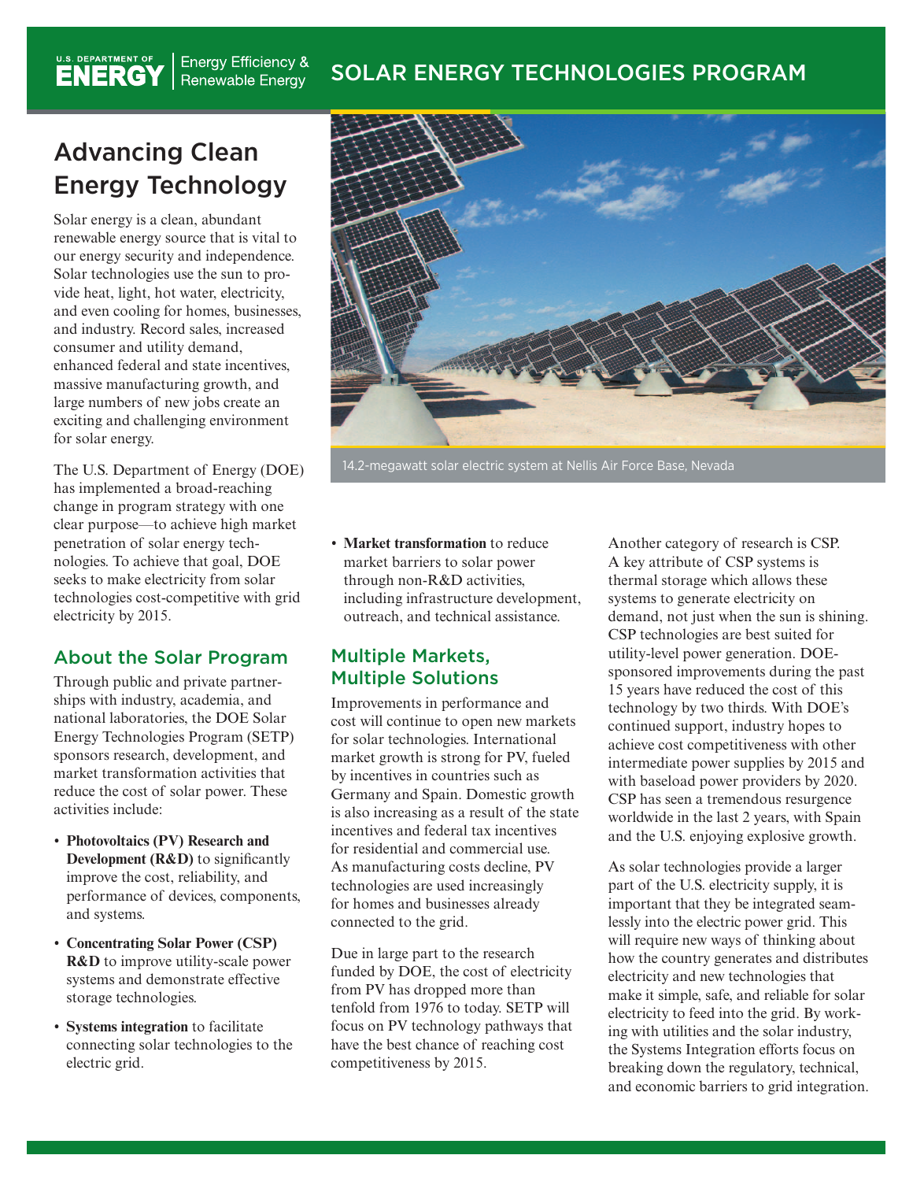U.S. DEPARTMENT OF ENERGY | Energy Efficiency & Renewable Energy

SOLAR ENERGY TECHNOLOGIES PROGRAM

# Advancing Clean Energy Technology

Solar energy is a clean, abundant renewable energy source that is vital to our energy security and independence. Solar technologies use the sun to provide heat, light, hot water, electricity, and even cooling for homes, businesses, and industry. Record sales, increased consumer and utility demand, enhanced federal and state incentives, massive manufacturing growth, and large numbers of new jobs create an exciting and challenging environment for solar energy.

The U.S. Department of Energy (DOE) has implemented a broad-reaching change in program strategy with one clear purpose—to achieve high market penetration of solar energy technologies. To achieve that goal, DOE seeks to make electricity from solar technologies cost-competitive with grid electricity by 2015.

14.2-megawatt solar electric system at Nellis Air Force Base, Nevada

## About the Solar Program

Through public and private partnerships with industry, academia, and national laboratories, the DOE Solar Energy Technologies Program (SETP) sponsors research, development, and market transformation activities that reduce the cost of solar power. These activities include:

- **Photovoltaics (PV) Research and Development (R&D)** to significantly improve the cost, reliability, and performance of devices, components, and systems.
- **Concentrating Solar Power (CSP) R&D** to improve utility-scale power systems and demonstrate effective storage technologies.
- **Systems integration** to facilitate connecting solar technologies to the electric grid.
- **Market transformation** to reduce market barriers to solar power through non-R&D activities, including infrastructure development, outreach, and technical assistance.

## Multiple Markets, Multiple Solutions

Improvements in performance and cost will continue to open new markets for solar technologies. International market growth is strong for PV, fueled by incentives in countries such as Germany and Spain. Domestic growth is also increasing as a result of the state incentives and federal tax incentives for residential and commercial use. As manufacturing costs decline, PV technologies are used increasingly for homes and businesses already connected to the grid.

Due in large part to the research funded by DOE, the cost of electricity from PV has dropped more than tenfold from 1976 to today. SETP will focus on PV technology pathways that have the best chance of reaching cost competitiveness by 2015.

Another category of research is CSP. A key attribute of CSP systems is thermal storage which allows these systems to generate electricity on demand, not just when the sun is shining. CSP technologies are best suited for utility-level power generation. DOE-sponsored improvements during the past 15 years have reduced the cost of this technology by two thirds. With DOE's continued support, industry hopes to achieve cost competitiveness with other intermediate power supplies by 2015 and with baseload power providers by 2020. CSP has seen a tremendous resurgence worldwide in the last 2 years, with Spain and the U.S. enjoying explosive growth.

As solar technologies provide a larger part of the U.S. electricity supply, it is important that they be integrated seamlessly into the electric power grid. This will require new ways of thinking about how the country generates and distributes electricity and new technologies that make it simple, safe, and reliable for solar electricity to feed into the grid. By working with utilities and the solar industry, the Systems Integration efforts focus on breaking down the regulatory, technical, and economic barriers to grid integration.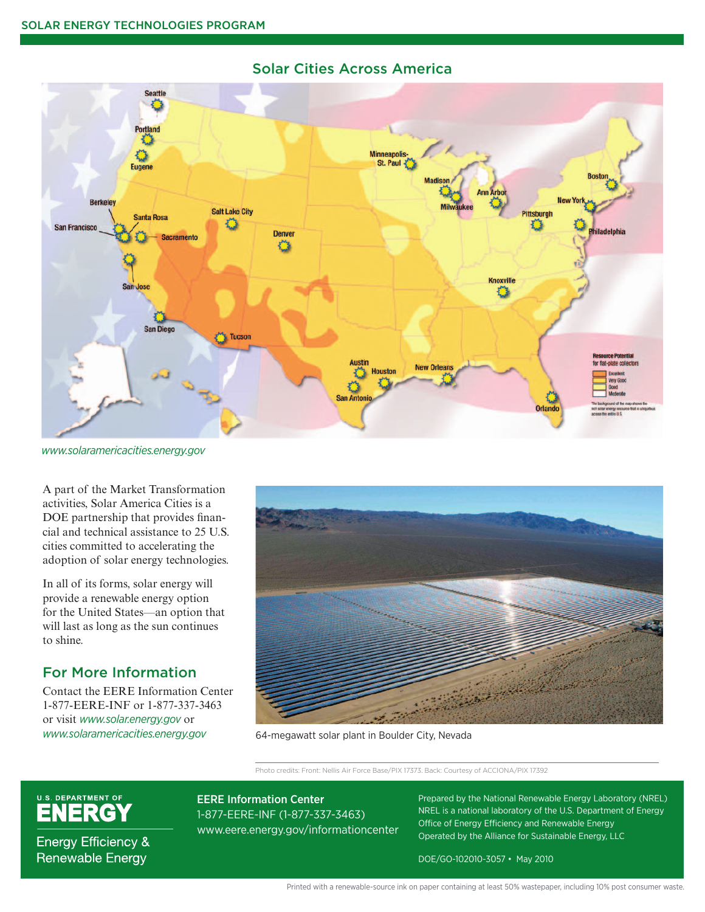## Solar Cities Across America

Seattle
Portland
Eugene
Minneapolis-St. Paul
Madison
Milwaukee
Ann Arbor
Boston
New York
Pittsburgh
Philadelphia
Berkeley
Santa Rosa
San Francisco
Sacramento
Salt Lake City
Denver
San Jose
San Diego
Tucson
Knoxville
Austin
Houston
San Antonio
New Orleans
Orlando

Resource Potential for flat-plate collectors
Excellent
Very Good
Good
Moderate

The background of the map shows the rich solar energy resource that is ubiquitous across the entire U.S.

*www.solaramericacities.energy.gov*

A part of the Market Transformation activities, Solar America Cities is a DOE partnership that provides financial and technical assistance to 25 U.S. cities committed to accelerating the adoption of solar energy technologies.

In all of its forms, solar energy will provide a renewable energy option for the United States—an option that will last as long as the sun continues to shine.

## For More Information

Contact the EERE Information Center 1-877-EERE-INF or 1-877-337-3463 or visit *www.solar.energy.gov* or *www.solaramericacities.energy.gov*

64-megawatt solar plant in Boulder City, Nevada

Photo credits: Front: Nellis Air Force Base/PIX 17373. Back: Courtesy of ACCIONA/PIX 17392

U.S. DEPARTMENT OF ENERGY
Energy Efficiency & Renewable Energy

**EERE Information Center**
1-877-EERE-INF (1-877-337-3463)
www.eere.energy.gov/informationcenter

Prepared by the National Renewable Energy Laboratory (NREL)
NREL is a national laboratory of the U.S. Department of Energy
Office of Energy Efficiency and Renewable Energy
Operated by the Alliance for Sustainable Energy, LLC

DOE/GO-102010-3057 • May 2010

Printed with a renewable-source ink on paper containing at least 50% wastepaper, including 10% post consumer waste.